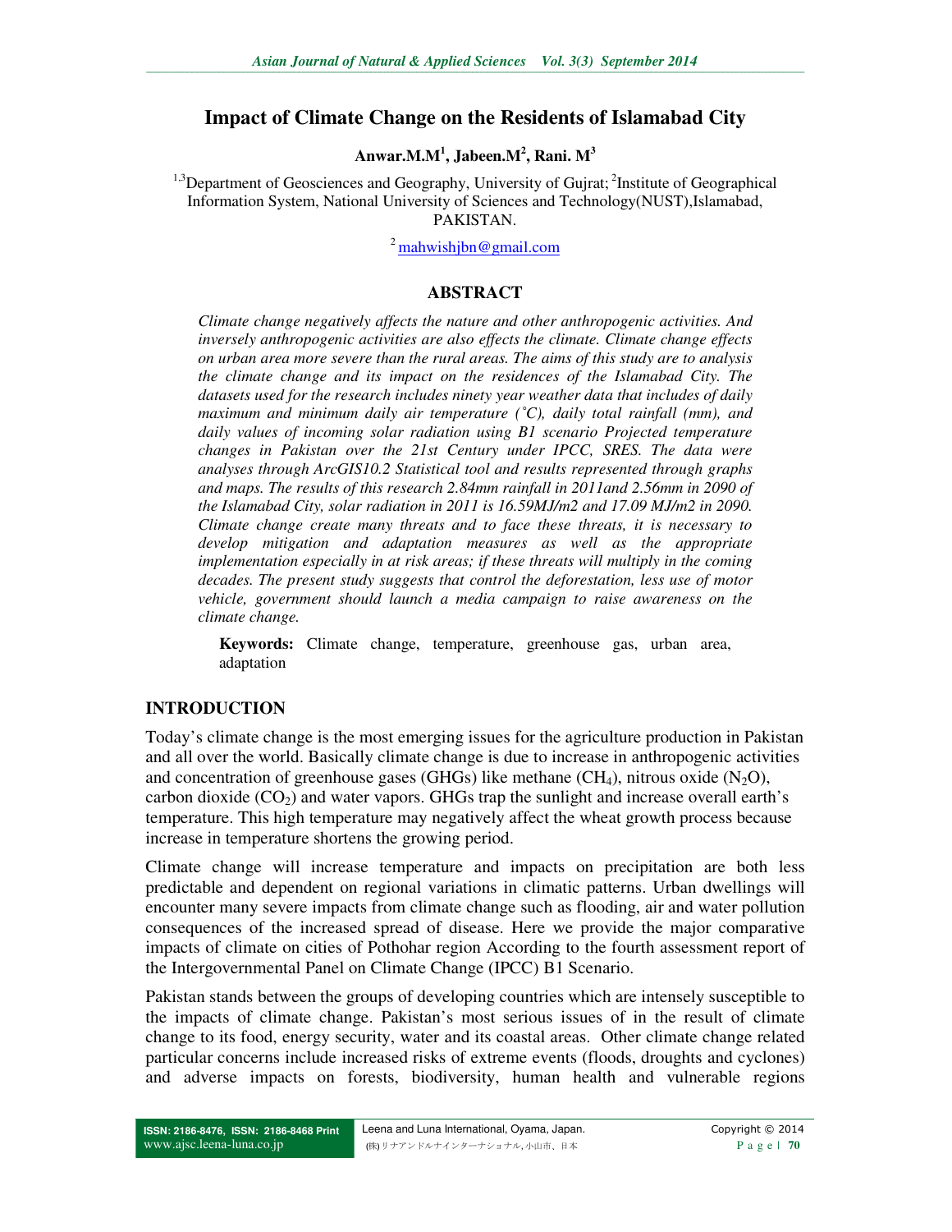# Impact of Climate Change on the Residents of Islamabad City

**Anwar.M.M[1], Jabeen.M[2], Rani. M[3]**

[1,3]Department of Geosciences and Geography, University of Gujrat; [2]Institute of Geographical Information System, National University of Sciences and Technology(NUST),Islamabad, PAKISTAN.

[2] mahwishjbn@gmail.com

## ABSTRACT

*Climate change negatively affects the nature and other anthropogenic activities. And inversely anthropogenic activities are also effects the climate. Climate change effects on urban area more severe than the rural areas. The aims of this study are to analysis the climate change and its impact on the residences of the Islamabad City. The datasets used for the research includes ninety year weather data that includes of daily maximum and minimum daily air temperature (˚C), daily total rainfall (mm), and daily values of incoming solar radiation using B1 scenario Projected temperature changes in Pakistan over the 21st Century under IPCC, SRES. The data were analyses through ArcGIS10.2 Statistical tool and results represented through graphs and maps. The results of this research 2.84mm rainfall in 2011and 2.56mm in 2090 of the Islamabad City, solar radiation in 2011 is 16.59MJ/m2 and 17.09 MJ/m2 in 2090. Climate change create many threats and to face these threats, it is necessary to develop mitigation and adaptation measures as well as the appropriate implementation especially in at risk areas; if these threats will multiply in the coming decades. The present study suggests that control the deforestation, less use of motor vehicle, government should launch a media campaign to raise awareness on the climate change.*

**Keywords:** Climate change, temperature, greenhouse gas, urban area, adaptation

## INTRODUCTION

Today's climate change is the most emerging issues for the agriculture production in Pakistan and all over the world. Basically climate change is due to increase in anthropogenic activities and concentration of greenhouse gases (GHGs) like methane ($CH_4$), nitrous oxide ($N_2O$), carbon dioxide ($CO_2$) and water vapors. GHGs trap the sunlight and increase overall earth's temperature. This high temperature may negatively affect the wheat growth process because increase in temperature shortens the growing period.

Climate change will increase temperature and impacts on precipitation are both less predictable and dependent on regional variations in climatic patterns. Urban dwellings will encounter many severe impacts from climate change such as flooding, air and water pollution consequences of the increased spread of disease. Here we provide the major comparative impacts of climate on cities of Pothohar region According to the fourth assessment report of the Intergovernmental Panel on Climate Change (IPCC) B1 Scenario.

Pakistan stands between the groups of developing countries which are intensely susceptible to the impacts of climate change. Pakistan's most serious issues of in the result of climate change to its food, energy security, water and its coastal areas. Other climate change related particular concerns include increased risks of extreme events (floods, droughts and cyclones) and adverse impacts on forests, biodiversity, human health and vulnerable regions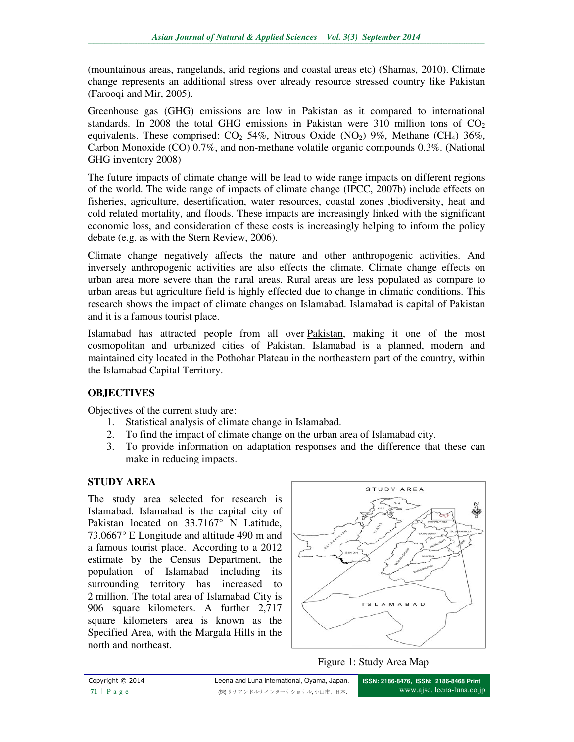(mountainous areas, rangelands, arid regions and coastal areas etc) (Shamas, 2010). Climate change represents an additional stress over already resource stressed country like Pakistan (Farooqi and Mir, 2005).

Greenhouse gas (GHG) emissions are low in Pakistan as it compared to international standards. In 2008 the total GHG emissions in Pakistan were 310 million tons of $CO_2$ equivalents. These comprised: $CO_2$ 54%, Nitrous Oxide ($NO_2$) 9%, Methane ($CH_4$) 36%, Carbon Monoxide (CO) 0.7%, and non-methane volatile organic compounds 0.3%. (National GHG inventory 2008)

The future impacts of climate change will be lead to wide range impacts on different regions of the world. The wide range of impacts of climate change (IPCC, 2007b) include effects on fisheries, agriculture, desertification, water resources, coastal zones ,biodiversity, heat and cold related mortality, and floods. These impacts are increasingly linked with the significant economic loss, and consideration of these costs is increasingly helping to inform the policy debate (e.g. as with the Stern Review, 2006).

Climate change negatively affects the nature and other anthropogenic activities. And inversely anthropogenic activities are also effects the climate. Climate change effects on urban area more severe than the rural areas. Rural areas are less populated as compare to urban areas but agriculture field is highly effected due to change in climatic conditions. This research shows the impact of climate changes on Islamabad. Islamabad is capital of Pakistan and it is a famous tourist place.

Islamabad has attracted people from all over Pakistan, making it one of the most cosmopolitan and urbanized cities of Pakistan. Islamabad is a planned, modern and maintained city located in the Pothohar Plateau in the northeastern part of the country, within the Islamabad Capital Territory.

## OBJECTIVES

Objectives of the current study are:

1. Statistical analysis of climate change in Islamabad.
2. To find the impact of climate change on the urban area of Islamabad city.
3. To provide information on adaptation responses and the difference that these can make in reducing impacts.

## STUDY AREA

The study area selected for research is Islamabad. Islamabad is the capital city of Pakistan located on 33.7167° N Latitude, 73.0667° E Longitude and altitude 490 m and a famous tourist place. According to a 2012 estimate by the Census Department, the population of Islamabad including its surrounding territory has increased to 2 million. The total area of Islamabad City is 906 square kilometers. A further 2,717 square kilometers area is known as the Specified Area, with the Margala Hills in the north and northeast.

Figure 1: Study Area Map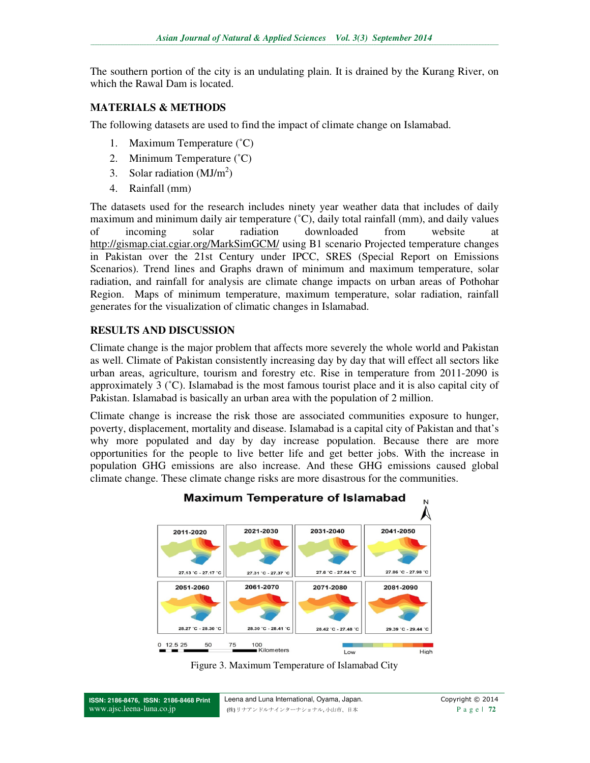The southern portion of the city is an undulating plain. It is drained by the Kurang River, on which the Rawal Dam is located.

## MATERIALS & METHODS

The following datasets are used to find the impact of climate change on Islamabad.

1. Maximum Temperature (˚C)
2. Minimum Temperature (˚C)
3. Solar radiation (MJ/m$^2$)
4. Rainfall (mm)

The datasets used for the research includes ninety year weather data that includes of daily maximum and minimum daily air temperature (˚C), daily total rainfall (mm), and daily values of incoming solar radiation downloaded from website at http://gismap.ciat.cgiar.org/MarkSimGCM/ using B1 scenario Projected temperature changes in Pakistan over the 21st Century under IPCC, SRES (Special Report on Emissions Scenarios). Trend lines and Graphs drawn of minimum and maximum temperature, solar radiation, and rainfall for analysis are climate change impacts on urban areas of Pothohar Region. Maps of minimum temperature, maximum temperature, solar radiation, rainfall generates for the visualization of climatic changes in Islamabad.

## RESULTS AND DISCUSSION

Climate change is the major problem that affects more severely the whole world and Pakistan as well. Climate of Pakistan consistently increasing day by day that will effect all sectors like urban areas, agriculture, tourism and forestry etc. Rise in temperature from 2011-2090 is approximately 3 (˚C). Islamabad is the most famous tourist place and it is also capital city of Pakistan. Islamabad is basically an urban area with the population of 2 million.

Climate change is increase the risk those are associated communities exposure to hunger, poverty, displacement, mortality and disease. Islamabad is a capital city of Pakistan and that's why more populated and day by day increase population. Because there are more opportunities for the people to live better life and get better jobs. With the increase in population GHG emissions are also increase. And these GHG emissions caused global climate change. These climate change risks are more disastrous for the communities.

Figure 3. Maximum Temperature of Islamabad City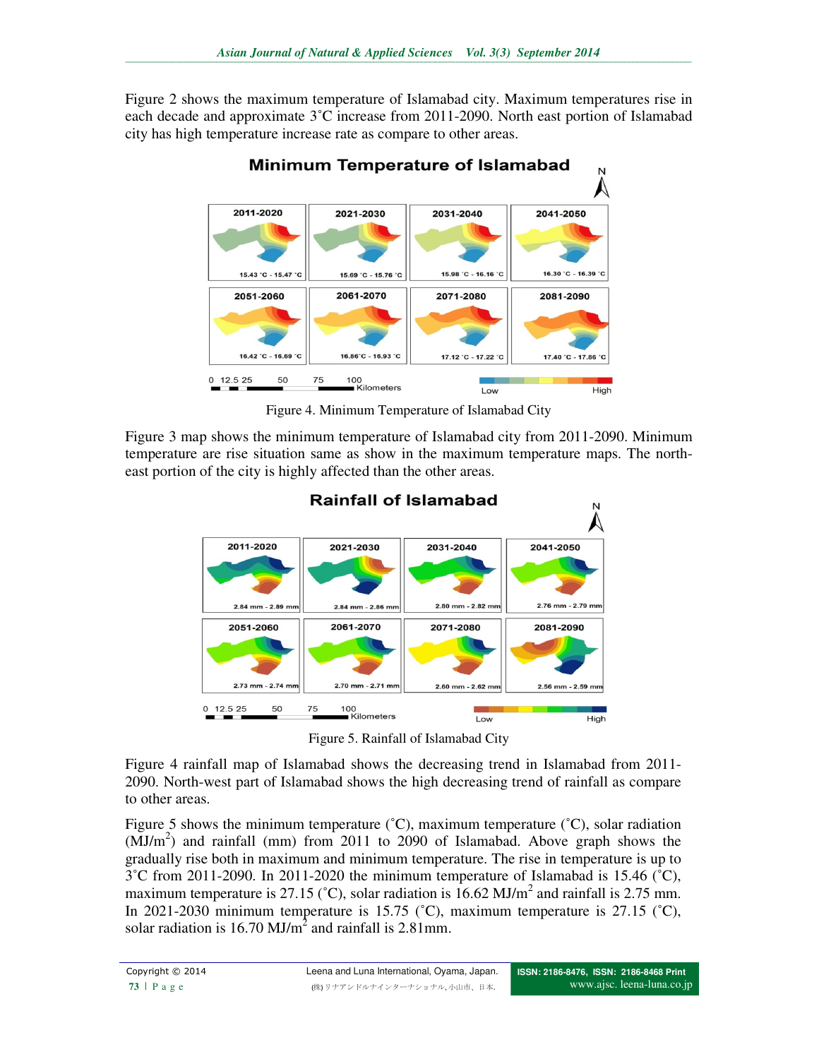Figure 2 shows the maximum temperature of Islamabad city. Maximum temperatures rise in each decade and approximate 3˚C increase from 2011-2090. North east portion of Islamabad city has high temperature increase rate as compare to other areas.

Figure 4. Minimum Temperature of Islamabad City

Figure 3 map shows the minimum temperature of Islamabad city from 2011-2090. Minimum temperature are rise situation same as show in the maximum temperature maps. The north-east portion of the city is highly affected than the other areas.

Figure 5. Rainfall of Islamabad City

Figure 4 rainfall map of Islamabad shows the decreasing trend in Islamabad from 2011-2090. North-west part of Islamabad shows the high decreasing trend of rainfall as compare to other areas.

Figure 5 shows the minimum temperature (˚C), maximum temperature (˚C), solar radiation (MJ/m$^2$) and rainfall (mm) from 2011 to 2090 of Islamabad. Above graph shows the gradually rise both in maximum and minimum temperature. The rise in temperature is up to 3˚C from 2011-2090. In 2011-2020 the minimum temperature of Islamabad is 15.46 (˚C), maximum temperature is 27.15 (˚C), solar radiation is 16.62 MJ/m$^2$ and rainfall is 2.75 mm. In 2021-2030 minimum temperature is 15.75 (˚C), maximum temperature is 27.15 (˚C), solar radiation is 16.70 MJ/m$^2$ and rainfall is 2.81mm.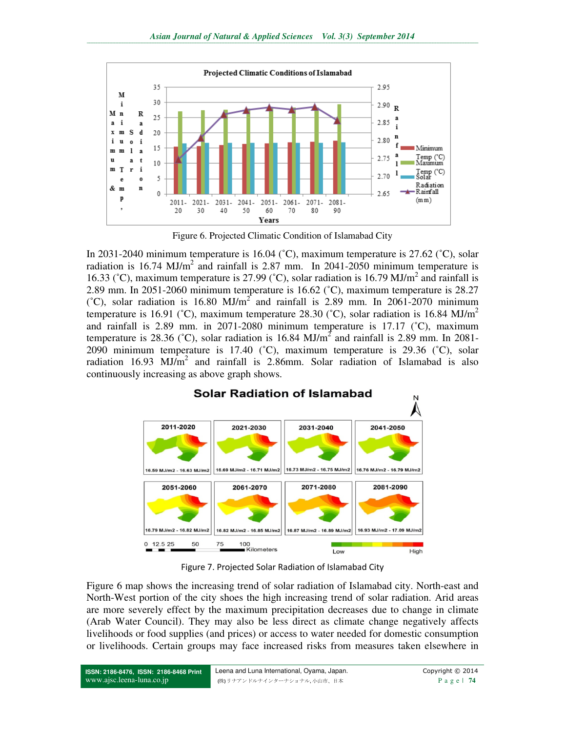Figure 6. Projected Climatic Condition of Islamabad City

In 2031-2040 minimum temperature is 16.04 (˚C), maximum temperature is 27.62 (˚C), solar radiation is 16.74 MJ/m$^2$ and rainfall is 2.87 mm. In 2041-2050 minimum temperature is 16.33 (˚C), maximum temperature is 27.99 (˚C), solar radiation is 16.79 MJ/m$^2$ and rainfall is 2.89 mm. In 2051-2060 minimum temperature is 16.62 (˚C), maximum temperature is 28.27 (˚C), solar radiation is 16.80 MJ/m$^2$ and rainfall is 2.89 mm. In 2061-2070 minimum temperature is 16.91 (˚C), maximum temperature 28.30 (˚C), solar radiation is 16.84 MJ/m$^2$ and rainfall is 2.89 mm. in 2071-2080 minimum temperature is 17.17 (˚C), maximum temperature is 28.36 (˚C), solar radiation is 16.84 MJ/m$^2$ and rainfall is 2.89 mm. In 2081-2090 minimum temperature is 17.40 (˚C), maximum temperature is 29.36 (˚C), solar radiation 16.93 MJ/m$^2$ and rainfall is 2.86mm. Solar radiation of Islamabad is also continuously increasing as above graph shows.

Figure 7. Projected Solar Radiation of Islamabad City

Figure 6 map shows the increasing trend of solar radiation of Islamabad city. North-east and North-West portion of the city shoes the high increasing trend of solar radiation. Arid areas are more severely effect by the maximum precipitation decreases due to change in climate (Arab Water Council). They may also be less direct as climate change negatively affects livelihoods or food supplies (and prices) or access to water needed for domestic consumption or livelihoods. Certain groups may face increased risks from measures taken elsewhere in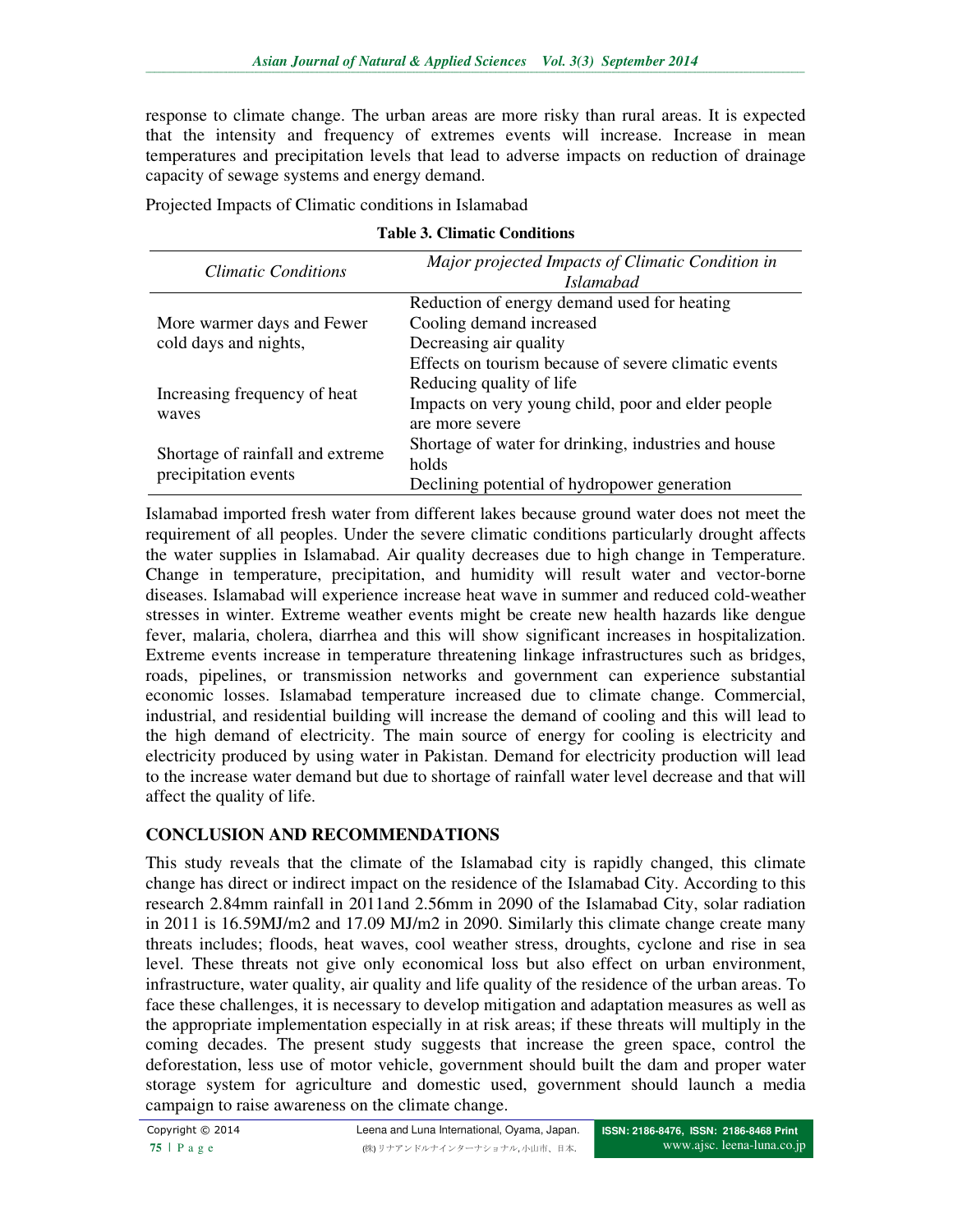response to climate change. The urban areas are more risky than rural areas. It is expected that the intensity and frequency of extremes events will increase. Increase in mean temperatures and precipitation levels that lead to adverse impacts on reduction of drainage capacity of sewage systems and energy demand.

Projected Impacts of Climatic conditions in Islamabad

**Table 3. Climatic Conditions**

| *Climatic Conditions* | *Major projected Impacts of Climatic Condition in Islamabad* |
|---|---|
| More warmer days and Fewer cold days and nights, | Reduction of energy demand used for heating<br>Cooling demand increased<br>Decreasing air quality |
| Increasing frequency of heat waves | Effects on tourism because of severe climatic events<br>Reducing quality of life<br>Impacts on very young child, poor and elder people are more severe |
| Shortage of rainfall and extreme precipitation events | Shortage of water for drinking, industries and house holds<br>Declining potential of hydropower generation |

Islamabad imported fresh water from different lakes because ground water does not meet the requirement of all peoples. Under the severe climatic conditions particularly drought affects the water supplies in Islamabad. Air quality decreases due to high change in Temperature. Change in temperature, precipitation, and humidity will result water and vector-borne diseases. Islamabad will experience increase heat wave in summer and reduced cold-weather stresses in winter. Extreme weather events might be create new health hazards like dengue fever, malaria, cholera, diarrhea and this will show significant increases in hospitalization. Extreme events increase in temperature threatening linkage infrastructures such as bridges, roads, pipelines, or transmission networks and government can experience substantial economic losses. Islamabad temperature increased due to climate change. Commercial, industrial, and residential building will increase the demand of cooling and this will lead to the high demand of electricity. The main source of energy for cooling is electricity and electricity produced by using water in Pakistan. Demand for electricity production will lead to the increase water demand but due to shortage of rainfall water level decrease and that will affect the quality of life.

## CONCLUSION AND RECOMMENDATIONS

This study reveals that the climate of the Islamabad city is rapidly changed, this climate change has direct or indirect impact on the residence of the Islamabad City. According to this research 2.84mm rainfall in 2011and 2.56mm in 2090 of the Islamabad City, solar radiation in 2011 is 16.59MJ/m2 and 17.09 MJ/m2 in 2090. Similarly this climate change create many threats includes; floods, heat waves, cool weather stress, droughts, cyclone and rise in sea level. These threats not give only economical loss but also effect on urban environment, infrastructure, water quality, air quality and life quality of the residence of the urban areas. To face these challenges, it is necessary to develop mitigation and adaptation measures as well as the appropriate implementation especially in at risk areas; if these threats will multiply in the coming decades. The present study suggests that increase the green space, control the deforestation, less use of motor vehicle, government should built the dam and proper water storage system for agriculture and domestic used, government should launch a media campaign to raise awareness on the climate change.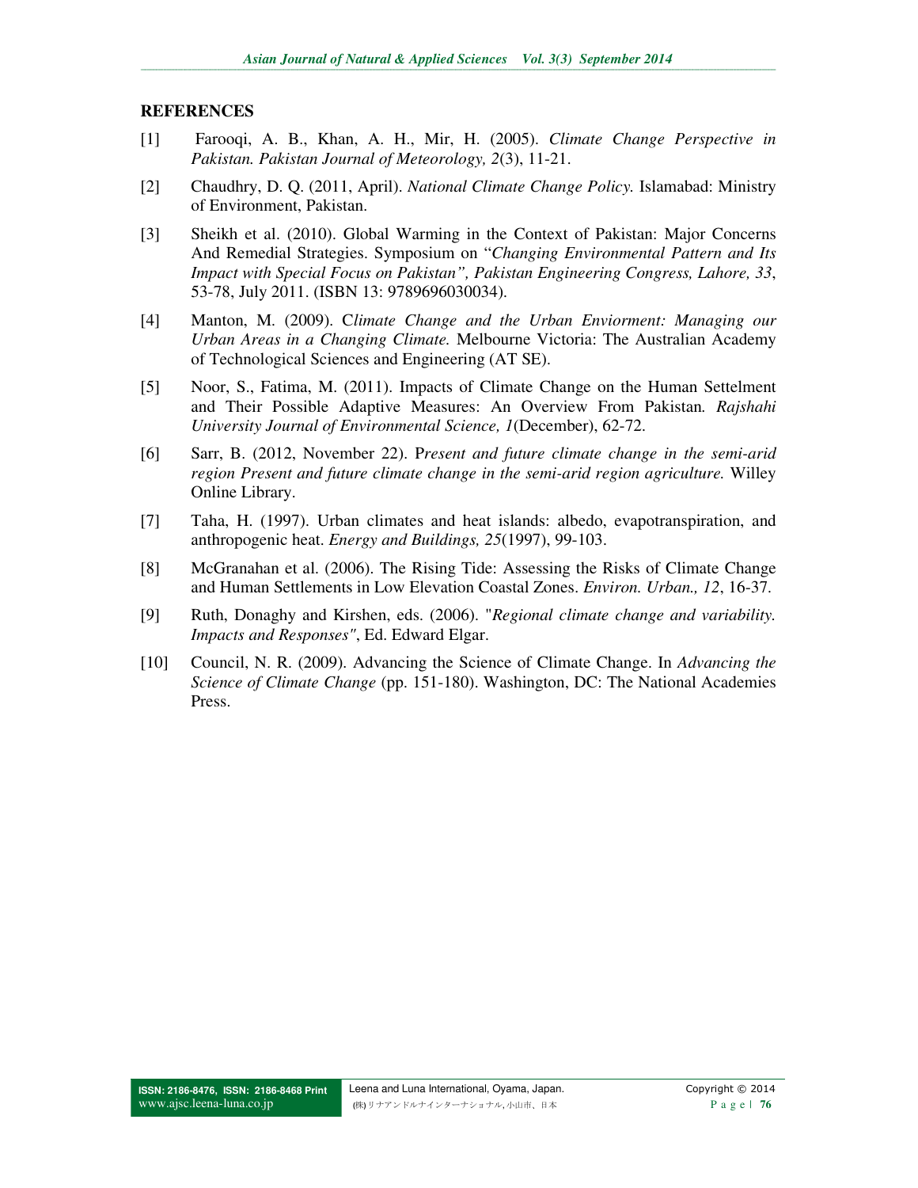## REFERENCES

[1] Farooqi, A. B., Khan, A. H., Mir, H. (2005). *Climate Change Perspective in Pakistan. Pakistan Journal of Meteorology, 2*(3), 11-21.

[2] Chaudhry, D. Q. (2011, April). *National Climate Change Policy.* Islamabad: Ministry of Environment, Pakistan.

[3] Sheikh et al. (2010). Global Warming in the Context of Pakistan: Major Concerns And Remedial Strategies. Symposium on "*Changing Environmental Pattern and Its Impact with Special Focus on Pakistan", Pakistan Engineering Congress, Lahore, 33*, 53-78, July 2011. (ISBN 13: 9789696030034).

[4] Manton, M. (2009). C*limate Change and the Urban Enviorment: Managing our Urban Areas in a Changing Climate.* Melbourne Victoria: The Australian Academy of Technological Sciences and Engineering (AT SE).

[5] Noor, S., Fatima, M. (2011). Impacts of Climate Change on the Human Settelment and Their Possible Adaptive Measures: An Overview From Pakistan*. Rajshahi University Journal of Environmental Science, 1*(December), 62-72.

[6] Sarr, B. (2012, November 22). P*resent and future climate change in the semi-arid region Present and future climate change in the semi-arid region agriculture.* Willey Online Library.

[7] Taha, H. (1997). Urban climates and heat islands: albedo, evapotranspiration, and anthropogenic heat. *Energy and Buildings, 25*(1997), 99-103.

[8] McGranahan et al. (2006). The Rising Tide: Assessing the Risks of Climate Change and Human Settlements in Low Elevation Coastal Zones. *Environ. Urban., 12*, 16-37.

[9] Ruth, Donaghy and Kirshen, eds. (2006). "*Regional climate change and variability. Impacts and Responses"*, Ed. Edward Elgar.

[10] Council, N. R. (2009). Advancing the Science of Climate Change. In *Advancing the Science of Climate Change* (pp. 151-180). Washington, DC: The National Academies Press.